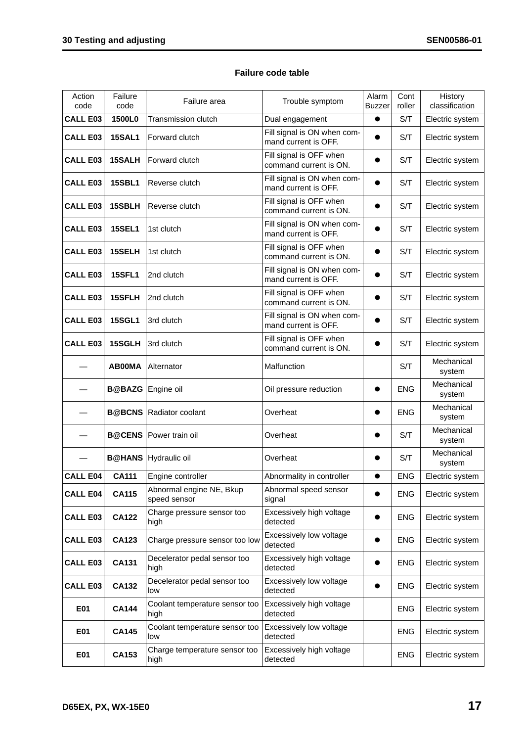## Failure code table

| Action code | Failure code | Failure area | Trouble symptom | Alarm Buzzer | Cont roller | History classification |
|---|---|---|---|---|---|---|
| **CALL E03** | **1500L0** | Transmission clutch | Dual engagement | ● | S/T | Electric system |
| **CALL E03** | **15SAL1** | Forward clutch | Fill signal is ON when command current is OFF. | ● | S/T | Electric system |
| **CALL E03** | **15SALH** | Forward clutch | Fill signal is OFF when command current is ON. | ● | S/T | Electric system |
| **CALL E03** | **15SBL1** | Reverse clutch | Fill signal is ON when command current is OFF. | ● | S/T | Electric system |
| **CALL E03** | **15SBLH** | Reverse clutch | Fill signal is OFF when command current is ON. | ● | S/T | Electric system |
| **CALL E03** | **15SEL1** | 1st clutch | Fill signal is ON when command current is OFF. | ● | S/T | Electric system |
| **CALL E03** | **15SELH** | 1st clutch | Fill signal is OFF when command current is ON. | ● | S/T | Electric system |
| **CALL E03** | **15SFL1** | 2nd clutch | Fill signal is ON when command current is OFF. | ● | S/T | Electric system |
| **CALL E03** | **15SFLH** | 2nd clutch | Fill signal is OFF when command current is ON. | ● | S/T | Electric system |
| **CALL E03** | **15SGL1** | 3rd clutch | Fill signal is ON when command current is OFF. | ● | S/T | Electric system |
| **CALL E03** | **15SGLH** | 3rd clutch | Fill signal is OFF when command current is ON. | ● | S/T | Electric system |
| — | **AB00MA** | Alternator | Malfunction | | S/T | Mechanical system |
| — | **B@BAZG** | Engine oil | Oil pressure reduction | ● | ENG | Mechanical system |
| — | **B@BCNS** | Radiator coolant | Overheat | ● | ENG | Mechanical system |
| — | **B@CENS** | Power train oil | Overheat | ● | S/T | Mechanical system |
| — | **B@HANS** | Hydraulic oil | Overheat | ● | S/T | Mechanical system |
| **CALL E04** | **CA111** | Engine controller | Abnormality in controller | ● | ENG | Electric system |
| **CALL E04** | **CA115** | Abnormal engine NE, Bkup speed sensor | Abnormal speed sensor signal | ● | ENG | Electric system |
| **CALL E03** | **CA122** | Charge pressure sensor too high | Excessively high voltage detected | ● | ENG | Electric system |
| **CALL E03** | **CA123** | Charge pressure sensor too low | Excessively low voltage detected | ● | ENG | Electric system |
| **CALL E03** | **CA131** | Decelerator pedal sensor too high | Excessively high voltage detected | ● | ENG | Electric system |
| **CALL E03** | **CA132** | Decelerator pedal sensor too low | Excessively low voltage detected | ● | ENG | Electric system |
| **E01** | **CA144** | Coolant temperature sensor too high | Excessively high voltage detected | | ENG | Electric system |
| **E01** | **CA145** | Coolant temperature sensor too low | Excessively low voltage detected | | ENG | Electric system |
| **E01** | **CA153** | Charge temperature sensor too high | Excessively high voltage detected | | ENG | Electric system |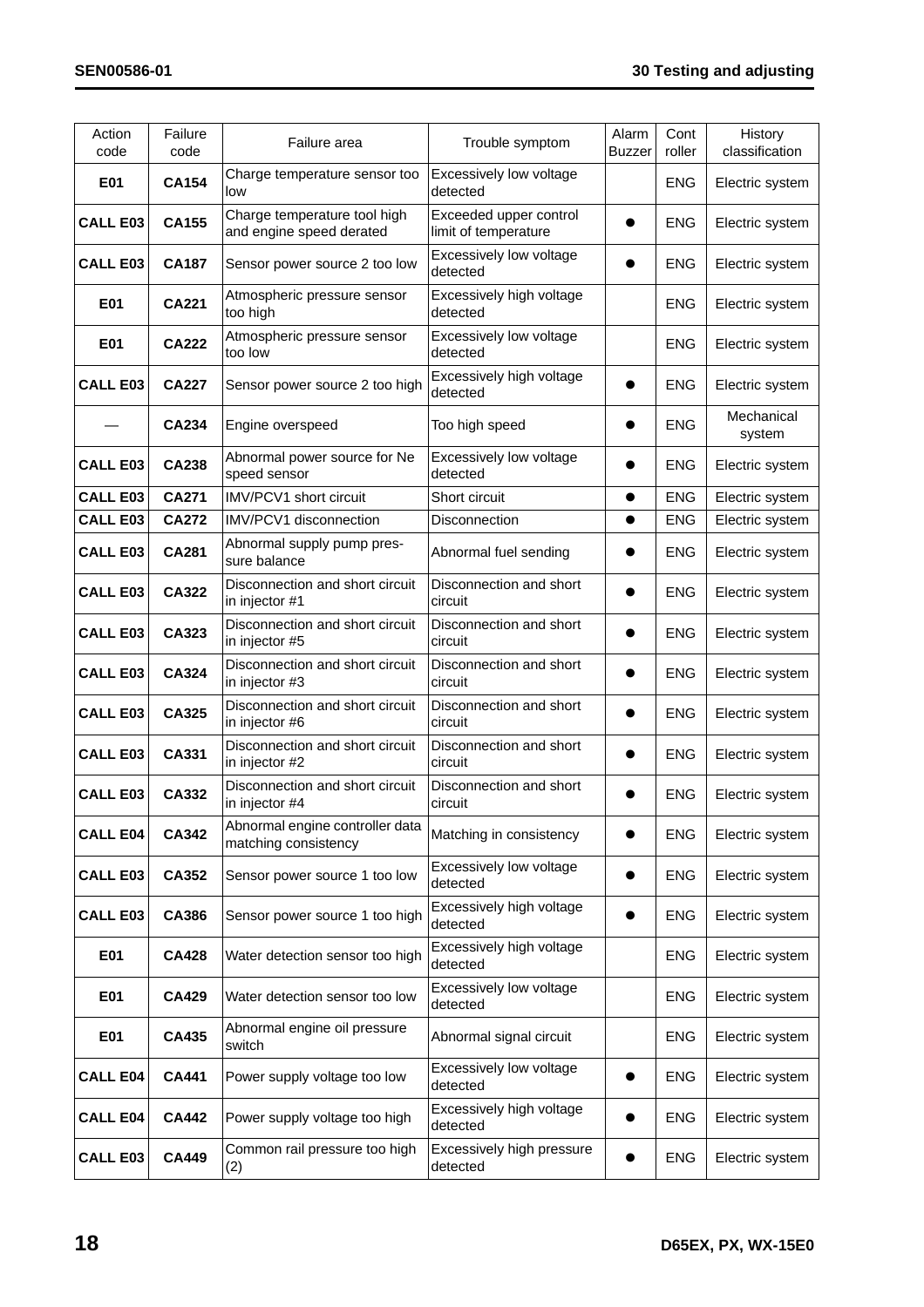| Action code | Failure code | Failure area | Trouble symptom | Alarm Buzzer | Cont roller | History classification |
|---|---|---|---|---|---|---|
| **E01** | **CA154** | Charge temperature sensor too low | Excessively low voltage detected | | ENG | Electric system |
| **CALL E03** | **CA155** | Charge temperature tool high and engine speed derated | Exceeded upper control limit of temperature | ● | ENG | Electric system |
| **CALL E03** | **CA187** | Sensor power source 2 too low | Excessively low voltage detected | ● | ENG | Electric system |
| **E01** | **CA221** | Atmospheric pressure sensor too high | Excessively high voltage detected | | ENG | Electric system |
| **E01** | **CA222** | Atmospheric pressure sensor too low | Excessively low voltage detected | | ENG | Electric system |
| **CALL E03** | **CA227** | Sensor power source 2 too high | Excessively high voltage detected | ● | ENG | Electric system |
| — | **CA234** | Engine overspeed | Too high speed | ● | ENG | Mechanical system |
| **CALL E03** | **CA238** | Abnormal power source for Ne speed sensor | Excessively low voltage detected | ● | ENG | Electric system |
| **CALL E03** | **CA271** | IMV/PCV1 short circuit | Short circuit | ● | ENG | Electric system |
| **CALL E03** | **CA272** | IMV/PCV1 disconnection | Disconnection | ● | ENG | Electric system |
| **CALL E03** | **CA281** | Abnormal supply pump pressure balance | Abnormal fuel sending | ● | ENG | Electric system |
| **CALL E03** | **CA322** | Disconnection and short circuit in injector #1 | Disconnection and short circuit | ● | ENG | Electric system |
| **CALL E03** | **CA323** | Disconnection and short circuit in injector #5 | Disconnection and short circuit | ● | ENG | Electric system |
| **CALL E03** | **CA324** | Disconnection and short circuit in injector #3 | Disconnection and short circuit | ● | ENG | Electric system |
| **CALL E03** | **CA325** | Disconnection and short circuit in injector #6 | Disconnection and short circuit | ● | ENG | Electric system |
| **CALL E03** | **CA331** | Disconnection and short circuit in injector #2 | Disconnection and short circuit | ● | ENG | Electric system |
| **CALL E03** | **CA332** | Disconnection and short circuit in injector #4 | Disconnection and short circuit | ● | ENG | Electric system |
| **CALL E04** | **CA342** | Abnormal engine controller data matching consistency | Matching in consistency | ● | ENG | Electric system |
| **CALL E03** | **CA352** | Sensor power source 1 too low | Excessively low voltage detected | ● | ENG | Electric system |
| **CALL E03** | **CA386** | Sensor power source 1 too high | Excessively high voltage detected | ● | ENG | Electric system |
| **E01** | **CA428** | Water detection sensor too high | Excessively high voltage detected | | ENG | Electric system |
| **E01** | **CA429** | Water detection sensor too low | Excessively low voltage detected | | ENG | Electric system |
| **E01** | **CA435** | Abnormal engine oil pressure switch | Abnormal signal circuit | | ENG | Electric system |
| **CALL E04** | **CA441** | Power supply voltage too low | Excessively low voltage detected | ● | ENG | Electric system |
| **CALL E04** | **CA442** | Power supply voltage too high | Excessively high voltage detected | ● | ENG | Electric system |
| **CALL E03** | **CA449** | Common rail pressure too high (2) | Excessively high pressure detected | ● | ENG | Electric system |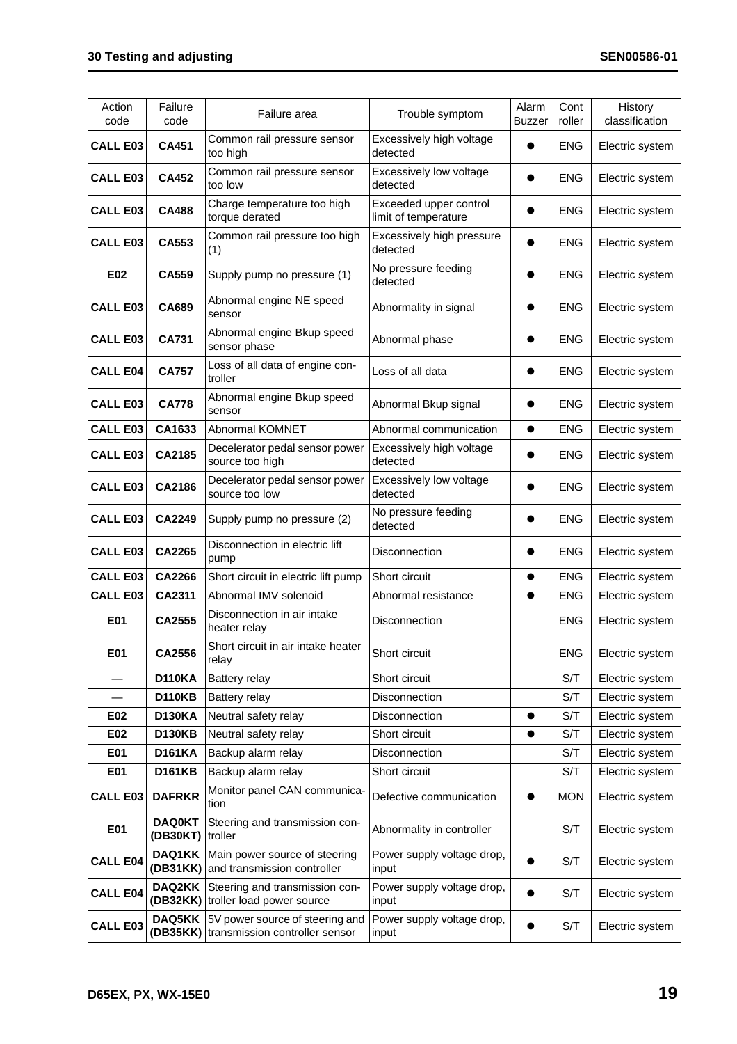| Action code | Failure code | Failure area | Trouble symptom | Alarm Buzzer | Cont roller | History classification |
|---|---|---|---|---|---|---|
| **CALL E03** | **CA451** | Common rail pressure sensor too high | Excessively high voltage detected | ● | ENG | Electric system |
| **CALL E03** | **CA452** | Common rail pressure sensor too low | Excessively low voltage detected | ● | ENG | Electric system |
| **CALL E03** | **CA488** | Charge temperature too high torque derated | Exceeded upper control limit of temperature | ● | ENG | Electric system |
| **CALL E03** | **CA553** | Common rail pressure too high (1) | Excessively high pressure detected | ● | ENG | Electric system |
| **E02** | **CA559** | Supply pump no pressure (1) | No pressure feeding detected | ● | ENG | Electric system |
| **CALL E03** | **CA689** | Abnormal engine NE speed sensor | Abnormality in signal | ● | ENG | Electric system |
| **CALL E03** | **CA731** | Abnormal engine Bkup speed sensor phase | Abnormal phase | ● | ENG | Electric system |
| **CALL E04** | **CA757** | Loss of all data of engine controller | Loss of all data | ● | ENG | Electric system |
| **CALL E03** | **CA778** | Abnormal engine Bkup speed sensor | Abnormal Bkup signal | ● | ENG | Electric system |
| **CALL E03** | **CA1633** | Abnormal KOMNET | Abnormal communication | ● | ENG | Electric system |
| **CALL E03** | **CA2185** | Decelerator pedal sensor power source too high | Excessively high voltage detected | ● | ENG | Electric system |
| **CALL E03** | **CA2186** | Decelerator pedal sensor power source too low | Excessively low voltage detected | ● | ENG | Electric system |
| **CALL E03** | **CA2249** | Supply pump no pressure (2) | No pressure feeding detected | ● | ENG | Electric system |
| **CALL E03** | **CA2265** | Disconnection in electric lift pump | Disconnection | ● | ENG | Electric system |
| **CALL E03** | **CA2266** | Short circuit in electric lift pump | Short circuit | ● | ENG | Electric system |
| **CALL E03** | **CA2311** | Abnormal IMV solenoid | Abnormal resistance | ● | ENG | Electric system |
| **E01** | **CA2555** | Disconnection in air intake heater relay | Disconnection | | ENG | Electric system |
| **E01** | **CA2556** | Short circuit in air intake heater relay | Short circuit | | ENG | Electric system |
| — | **D110KA** | Battery relay | Short circuit | | S/T | Electric system |
| — | **D110KB** | Battery relay | Disconnection | | S/T | Electric system |
| **E02** | **D130KA** | Neutral safety relay | Disconnection | ● | S/T | Electric system |
| **E02** | **D130KB** | Neutral safety relay | Short circuit | ● | S/T | Electric system |
| **E01** | **D161KA** | Backup alarm relay | Disconnection | | S/T | Electric system |
| **E01** | **D161KB** | Backup alarm relay | Short circuit | | S/T | Electric system |
| **CALL E03** | **DAFRKR** | Monitor panel CAN communication | Defective communication | ● | MON | Electric system |
| **E01** | **DAQ0KT (DB30KT)** | Steering and transmission controller | Abnormality in controller | | S/T | Electric system |
| **CALL E04** | **DAQ1KK (DB31KK)** | Main power source of steering and transmission controller | Power supply voltage drop, input | ● | S/T | Electric system |
| **CALL E04** | **DAQ2KK (DB32KK)** | Steering and transmission controller load power source | Power supply voltage drop, input | ● | S/T | Electric system |
| **CALL E03** | **DAQ5KK (DB35KK)** | 5V power source of steering and transmission controller sensor | Power supply voltage drop, input | ● | S/T | Electric system |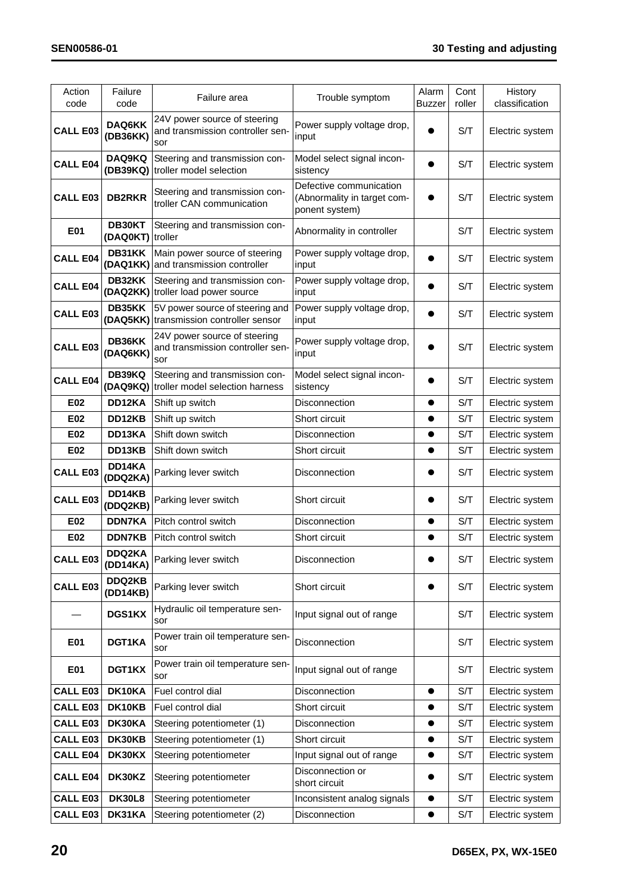| Action code | Failure code | Failure area | Trouble symptom | Alarm Buzzer | Cont roller | History classification |
|---|---|---|---|---|---|---|
| **CALL E03** | **DAQ6KK (DB36KK)** | 24V power source of steering and transmission controller sensor | Power supply voltage drop, input | ● | S/T | Electric system |
| **CALL E04** | **DAQ9KQ (DB39KQ)** | Steering and transmission controller model selection | Model select signal inconsistency | ● | S/T | Electric system |
| **CALL E03** | **DB2RKR** | Steering and transmission controller CAN communication | Defective communication (Abnormality in target component system) | ● | S/T | Electric system |
| **E01** | **DB30KT (DAQ0KT)** | Steering and transmission controller | Abnormality in controller | | S/T | Electric system |
| **CALL E04** | **DB31KK (DAQ1KK)** | Main power source of steering and transmission controller | Power supply voltage drop, input | ● | S/T | Electric system |
| **CALL E04** | **DB32KK (DAQ2KK)** | Steering and transmission controller load power source | Power supply voltage drop, input | ● | S/T | Electric system |
| **CALL E03** | **DB35KK (DAQ5KK)** | 5V power source of steering and transmission controller sensor | Power supply voltage drop, input | ● | S/T | Electric system |
| **CALL E03** | **DB36KK (DAQ6KK)** | 24V power source of steering and transmission controller sensor | Power supply voltage drop, input | ● | S/T | Electric system |
| **CALL E04** | **DB39KQ (DAQ9KQ)** | Steering and transmission controller model selection harness | Model select signal inconsistency | ● | S/T | Electric system |
| **E02** | **DD12KA** | Shift up switch | Disconnection | ● | S/T | Electric system |
| **E02** | **DD12KB** | Shift up switch | Short circuit | ● | S/T | Electric system |
| **E02** | **DD13KA** | Shift down switch | Disconnection | ● | S/T | Electric system |
| **E02** | **DD13KB** | Shift down switch | Short circuit | ● | S/T | Electric system |
| **CALL E03** | **DD14KA (DDQ2KA)** | Parking lever switch | Disconnection | ● | S/T | Electric system |
| **CALL E03** | **DD14KB (DDQ2KB)** | Parking lever switch | Short circuit | ● | S/T | Electric system |
| **E02** | **DDN7KA** | Pitch control switch | Disconnection | ● | S/T | Electric system |
| **E02** | **DDN7KB** | Pitch control switch | Short circuit | ● | S/T | Electric system |
| **CALL E03** | **DDQ2KA (DD14KA)** | Parking lever switch | Disconnection | ● | S/T | Electric system |
| **CALL E03** | **DDQ2KB (DD14KB)** | Parking lever switch | Short circuit | ● | S/T | Electric system |
| — | **DGS1KX** | Hydraulic oil temperature sensor | Input signal out of range | | S/T | Electric system |
| **E01** | **DGT1KA** | Power train oil temperature sensor | Disconnection | | S/T | Electric system |
| **E01** | **DGT1KX** | Power train oil temperature sensor | Input signal out of range | | S/T | Electric system |
| **CALL E03** | **DK10KA** | Fuel control dial | Disconnection | ● | S/T | Electric system |
| **CALL E03** | **DK10KB** | Fuel control dial | Short circuit | ● | S/T | Electric system |
| **CALL E03** | **DK30KA** | Steering potentiometer (1) | Disconnection | ● | S/T | Electric system |
| **CALL E03** | **DK30KB** | Steering potentiometer (1) | Short circuit | ● | S/T | Electric system |
| **CALL E04** | **DK30KX** | Steering potentiometer | Input signal out of range | ● | S/T | Electric system |
| **CALL E04** | **DK30KZ** | Steering potentiometer | Disconnection or short circuit | ● | S/T | Electric system |
| **CALL E03** | **DK30L8** | Steering potentiometer | Inconsistent analog signals | ● | S/T | Electric system |
| **CALL E03** | **DK31KA** | Steering potentiometer (2) | Disconnection | ● | S/T | Electric system |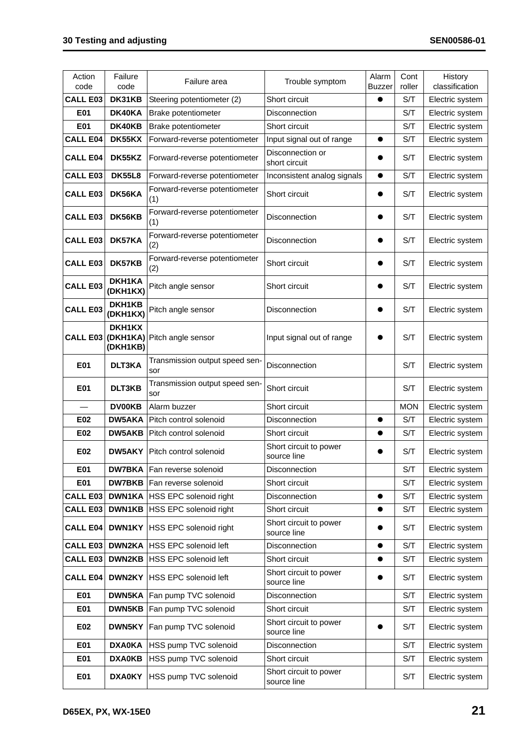| Action code | Failure code | Failure area | Trouble symptom | Alarm Buzzer | Cont roller | History classification |
|---|---|---|---|---|---|---|
| **CALL E03** | **DK31KB** | Steering potentiometer (2) | Short circuit | ● | S/T | Electric system |
| **E01** | **DK40KA** | Brake potentiometer | Disconnection | | S/T | Electric system |
| **E01** | **DK40KB** | Brake potentiometer | Short circuit | | S/T | Electric system |
| **CALL E04** | **DK55KX** | Forward-reverse potentiometer | Input signal out of range | ● | S/T | Electric system |
| **CALL E04** | **DK55KZ** | Forward-reverse potentiometer | Disconnection or short circuit | ● | S/T | Electric system |
| **CALL E03** | **DK55L8** | Forward-reverse potentiometer | Inconsistent analog signals | ● | S/T | Electric system |
| **CALL E03** | **DK56KA** | Forward-reverse potentiometer (1) | Short circuit | ● | S/T | Electric system |
| **CALL E03** | **DK56KB** | Forward-reverse potentiometer (1) | Disconnection | ● | S/T | Electric system |
| **CALL E03** | **DK57KA** | Forward-reverse potentiometer (2) | Disconnection | ● | S/T | Electric system |
| **CALL E03** | **DK57KB** | Forward-reverse potentiometer (2) | Short circuit | ● | S/T | Electric system |
| **CALL E03** | **DKH1KA (DKH1KX)** | Pitch angle sensor | Short circuit | ● | S/T | Electric system |
| **CALL E03** | **DKH1KB (DKH1KX)** | Pitch angle sensor | Disconnection | ● | S/T | Electric system |
| **CALL E03** | **DKH1KX (DKH1KA) (DKH1KB)** | Pitch angle sensor | Input signal out of range | ● | S/T | Electric system |
| **E01** | **DLT3KA** | Transmission output speed sensor | Disconnection | | S/T | Electric system |
| **E01** | **DLT3KB** | Transmission output speed sensor | Short circuit | | S/T | Electric system |
| — | **DV00KB** | Alarm buzzer | Short circuit | | MON | Electric system |
| **E02** | **DW5AKA** | Pitch control solenoid | Disconnection | ● | S/T | Electric system |
| **E02** | **DW5AKB** | Pitch control solenoid | Short circuit | ● | S/T | Electric system |
| **E02** | **DW5AKY** | Pitch control solenoid | Short circuit to power source line | ● | S/T | Electric system |
| **E01** | **DW7BKA** | Fan reverse solenoid | Disconnection | | S/T | Electric system |
| **E01** | **DW7BKB** | Fan reverse solenoid | Short circuit | | S/T | Electric system |
| **CALL E03** | **DWN1KA** | HSS EPC solenoid right | Disconnection | ● | S/T | Electric system |
| **CALL E03** | **DWN1KB** | HSS EPC solenoid right | Short circuit | ● | S/T | Electric system |
| **CALL E04** | **DWN1KY** | HSS EPC solenoid right | Short circuit to power source line | ● | S/T | Electric system |
| **CALL E03** | **DWN2KA** | HSS EPC solenoid left | Disconnection | ● | S/T | Electric system |
| **CALL E03** | **DWN2KB** | HSS EPC solenoid left | Short circuit | ● | S/T | Electric system |
| **CALL E04** | **DWN2KY** | HSS EPC solenoid left | Short circuit to power source line | ● | S/T | Electric system |
| **E01** | **DWN5KA** | Fan pump TVC solenoid | Disconnection | | S/T | Electric system |
| **E01** | **DWN5KB** | Fan pump TVC solenoid | Short circuit | | S/T | Electric system |
| **E02** | **DWN5KY** | Fan pump TVC solenoid | Short circuit to power source line | ● | S/T | Electric system |
| **E01** | **DXA0KA** | HSS pump TVC solenoid | Disconnection | | S/T | Electric system |
| **E01** | **DXA0KB** | HSS pump TVC solenoid | Short circuit | | S/T | Electric system |
| **E01** | **DXA0KY** | HSS pump TVC solenoid | Short circuit to power source line | | S/T | Electric system |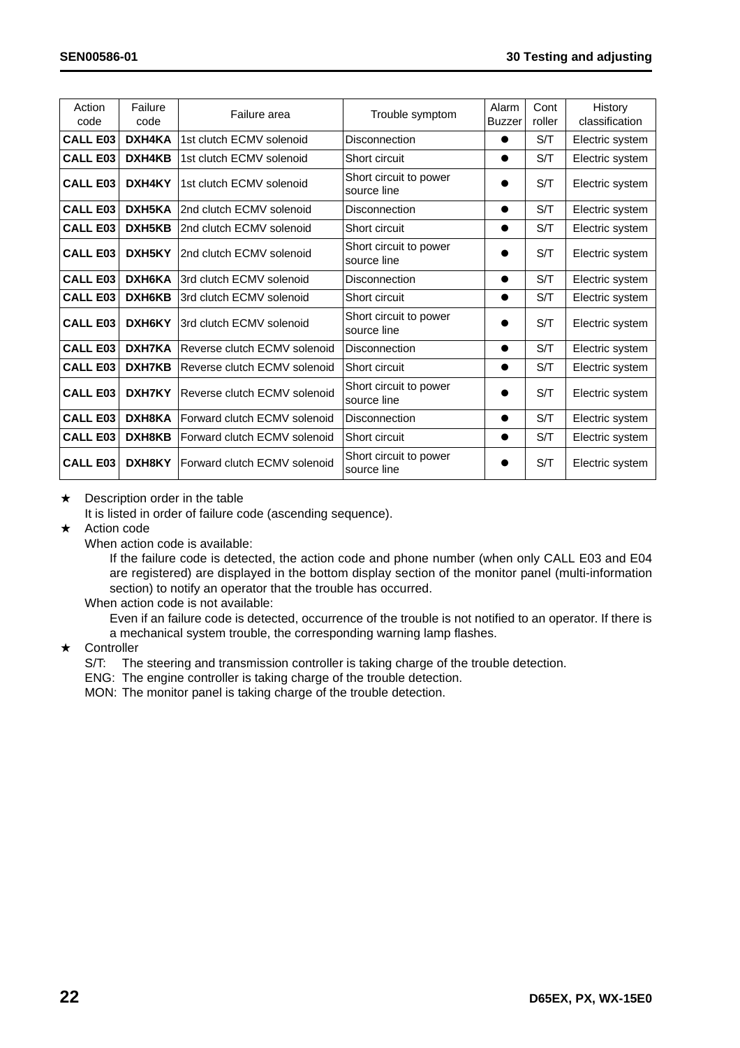| Action code | Failure code | Failure area | Trouble symptom | Alarm Buzzer | Cont roller | History classification |
|---|---|---|---|---|---|---|
| **CALL E03** | **DXH4KA** | 1st clutch ECMV solenoid | Disconnection | ● | S/T | Electric system |
| **CALL E03** | **DXH4KB** | 1st clutch ECMV solenoid | Short circuit | ● | S/T | Electric system |
| **CALL E03** | **DXH4KY** | 1st clutch ECMV solenoid | Short circuit to power source line | ● | S/T | Electric system |
| **CALL E03** | **DXH5KA** | 2nd clutch ECMV solenoid | Disconnection | ● | S/T | Electric system |
| **CALL E03** | **DXH5KB** | 2nd clutch ECMV solenoid | Short circuit | ● | S/T | Electric system |
| **CALL E03** | **DXH5KY** | 2nd clutch ECMV solenoid | Short circuit to power source line | ● | S/T | Electric system |
| **CALL E03** | **DXH6KA** | 3rd clutch ECMV solenoid | Disconnection | ● | S/T | Electric system |
| **CALL E03** | **DXH6KB** | 3rd clutch ECMV solenoid | Short circuit | ● | S/T | Electric system |
| **CALL E03** | **DXH6KY** | 3rd clutch ECMV solenoid | Short circuit to power source line | ● | S/T | Electric system |
| **CALL E03** | **DXH7KA** | Reverse clutch ECMV solenoid | Disconnection | ● | S/T | Electric system |
| **CALL E03** | **DXH7KB** | Reverse clutch ECMV solenoid | Short circuit | ● | S/T | Electric system |
| **CALL E03** | **DXH7KY** | Reverse clutch ECMV solenoid | Short circuit to power source line | ● | S/T | Electric system |
| **CALL E03** | **DXH8KA** | Forward clutch ECMV solenoid | Disconnection | ● | S/T | Electric system |
| **CALL E03** | **DXH8KB** | Forward clutch ECMV solenoid | Short circuit | ● | S/T | Electric system |
| **CALL E03** | **DXH8KY** | Forward clutch ECMV solenoid | Short circuit to power source line | ● | S/T | Electric system |

★ Description order in the table
  It is listed in order of failure code (ascending sequence).

★ Action code
  When action code is available:
    If the failure code is detected, the action code and phone number (when only CALL E03 and E04 are registered) are displayed in the bottom display section of the monitor panel (multi-information section) to notify an operator that the trouble has occurred.
  When action code is not available:
    Even if an failure code is detected, occurrence of the trouble is not notified to an operator. If there is a mechanical system trouble, the corresponding warning lamp flashes.

★ Controller
  S/T: The steering and transmission controller is taking charge of the trouble detection.
  ENG: The engine controller is taking charge of the trouble detection.
  MON: The monitor panel is taking charge of the trouble detection.